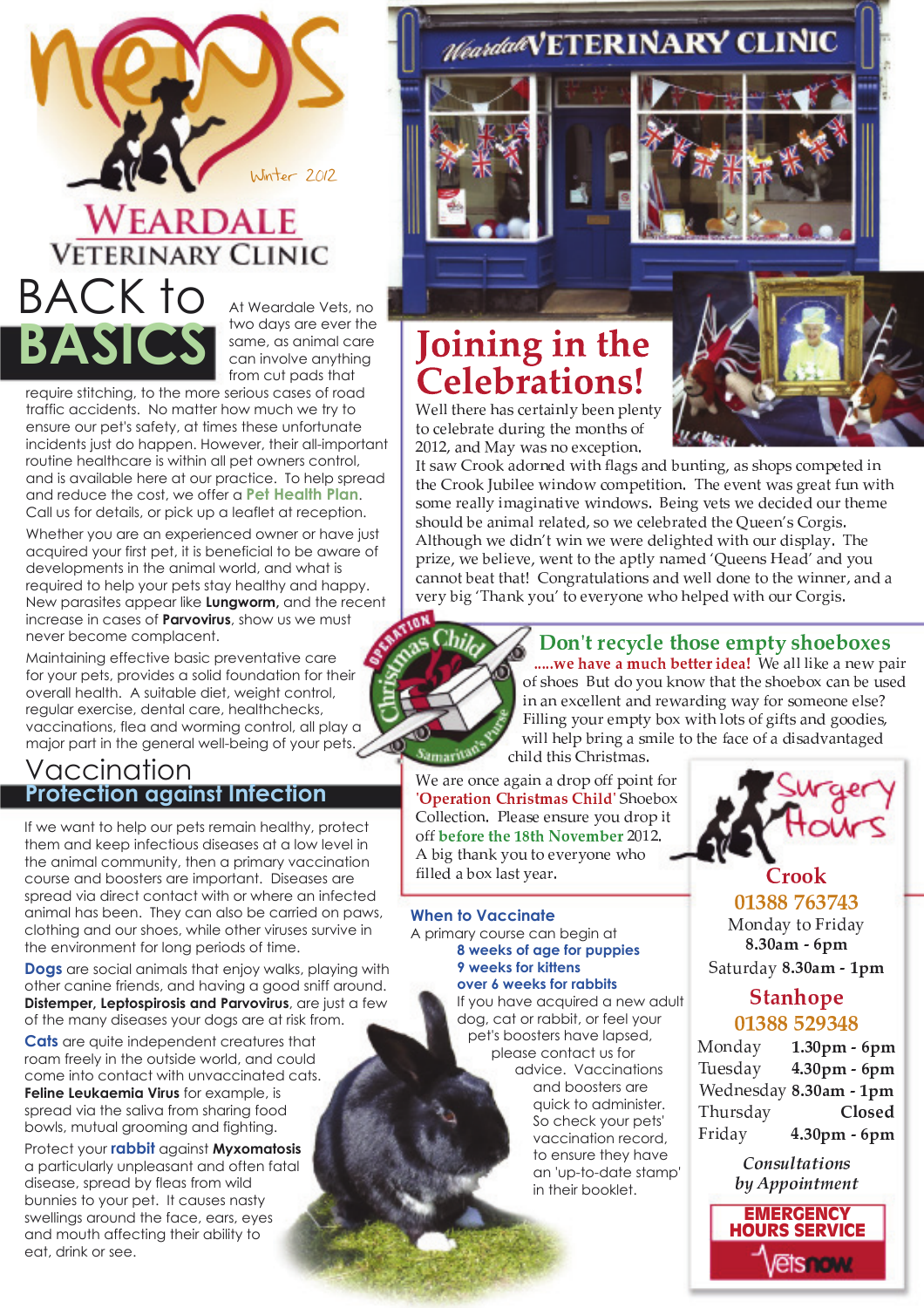# news

Winter 2012

## WEARDALE VETERINARY CLINIC

# BACK to BASICS

At Weardale Vets, no two days are ever the same, as animal care can involve anything from cut pads that require stitching, to the more serious cases of road traffic accidents. No matter how much we try to ensure our pet's safety, at times these unfortunate incidents just do happen. However, their all-important routine healthcare is within all pet owners control, and is available here at our practice. To help spread and reduce the cost, we offer a **Pet Health Plan**. Call us for details, or pick up a leaflet at reception.

Whether you are an experienced owner or have just acquired your first pet, it is beneficial to be aware of developments in the animal world, and what is required to help your pets stay healthy and happy. New parasites appear like **Lungworm,** and the recent increase in cases of **Parvovirus**, show us we must never become complacent.

Maintaining effective basic preventative care for your pets, provides a solid foundation for their overall health. A suitable diet, weight control, regular exercise, dental care, healthchecks, vaccinations, flea and worming control, all play a major part in the general well-being of your pets.

## Vaccination

### Protection against Infection

If we want to help our pets remain healthy, protect them and keep infectious diseases at a low level in the animal community, then a primary vaccination course and boosters are important. Diseases are spread via direct contact with or where an infected animal has been. They can also be carried on paws, clothing and our shoes, while other viruses survive in the environment for long periods of time.

**Dogs** are social animals that enjoy walks, playing with other canine friends, and having a good sniff around. **Distemper, Leptospirosis and Parvovirus**, are just a few of the many diseases your dogs are at risk from.

**Cats** are quite independent creatures that roam freely in the outside world, and could come into contact with unvaccinated cats. **Feline Leukaemia Virus** for example, is spread via the saliva from sharing food bowls, mutual grooming and fighting.

Protect your **rabbit** against **Myxomatosis** a particularly unpleasant and often fatal disease, spread by fleas from wild bunnies to your pet. It causes nasty swellings around the face, ears, eyes and mouth affecting their ability to eat, drink or see.

### When to Vaccinate

A primary course can begin at

- **8 weeks of age for puppies**
- **9 weeks for kittens**
- **over 6 weeks for rabbits**

If you have acquired a new adult dog, cat or rabbit, or feel your pet's boosters have lapsed, please contact us for advice. Vaccinations and boosters are quick to administer. So check your pets' vaccination record, to ensure they have an 'up-to-date stamp' in their booklet.

# Joining in the Celebrations!

Well there has certainly been plenty to celebrate during the months of 2012, and May was no exception. It saw Crook adorned with flags and bunting, as shops competed in the Crook Jubilee window competition. The event was great fun with some really imaginative windows. Being vets we decided our theme should be animal related, so we celebrated the Queen's Corgis. Although we didn't win we were delighted with our display. The prize, we believe, went to the aptly named 'Queens Head' and you cannot beat that! Congratulations and well done to the winner, and a very big 'Thank you' to everyone who helped with our Corgis.

## Don't recycle those empty shoeboxes

**.....we have a much better idea!** We all like a new pair of shoes But do you know that the shoebox can be used in an excellent and rewarding way for someone else? Filling your empty box with lots of gifts and goodies, will help bring a smile to the face of a disadvantaged child this Christmas.

We are once again a drop off point for **'Operation Christmas Child'** Shoebox Collection. Please ensure you drop it off **before the 18th November** 2012. A big thank you to everyone who filled a box last year.

## Surgery Hours

### Crook

**01388 763743**

Monday to Friday **8.30am - 6pm**

Saturday **8.30am - 1pm**

### Stanhope

**01388 529348**

| | |
|---|---|
| Monday | **1.30pm - 6pm** |
| Tuesday | **4.30pm - 6pm** |
| Wednesday | **8.30am - 1pm** |
| Thursday | **Closed** |
| Friday | **4.30pm - 6pm** |

*Consultations by Appointment*

**EMERGENCY HOURS SERVICE**

Vetsnow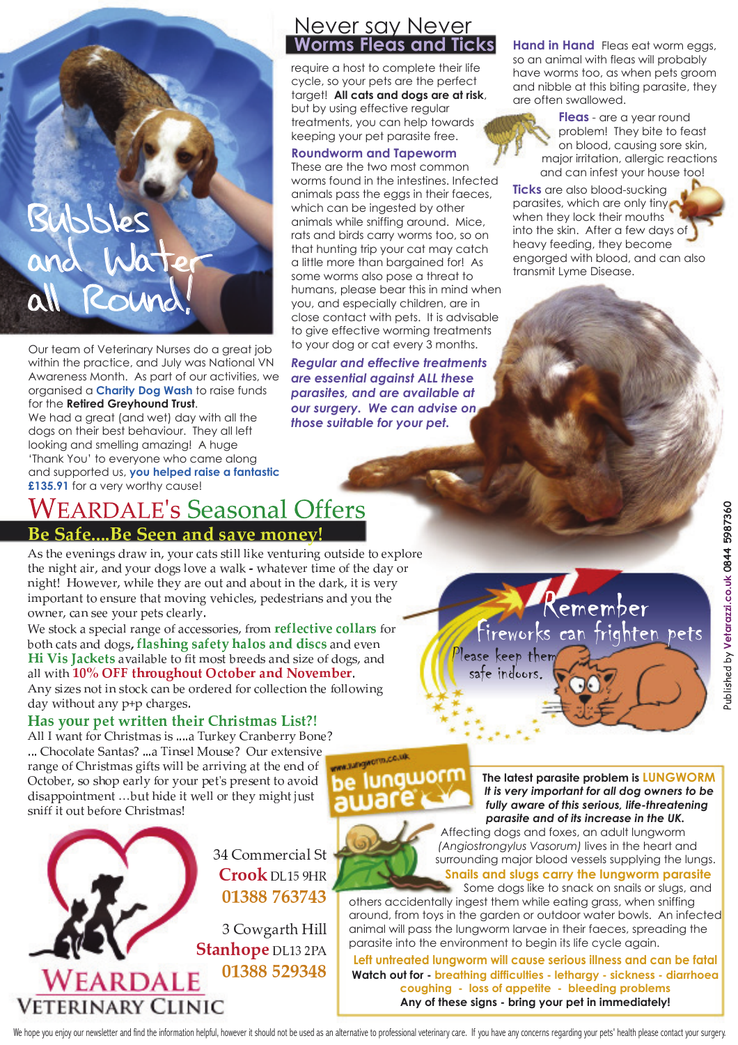## Bubbles and Water all Round!

Our team of Veterinary Nurses do a great job within the practice, and July was National VN Awareness Month. As part of our activities, we organised a **Charity Dog Wash** to raise funds for the **Retired Greyhound Trust**.

We had a great (and wet) day with all the dogs on their best behaviour. They all left looking and smelling amazing! A huge 'Thank You' to everyone who came along and supported us, **you helped raise a fantastic £135.91** for a very worthy cause!

## Never say Never
## Worms Fleas and Ticks

require a host to complete their life cycle, so your pets are the perfect target! **All cats and dogs are at risk**, but by using effective regular treatments, you can help towards keeping your pet parasite free.

**Roundworm and Tapeworm**
These are the two most common worms found in the intestines. Infected animals pass the eggs in their faeces, which can be ingested by other animals while sniffing around. Mice, rats and birds carry worms too, so on that hunting trip your cat may catch a little more than bargained for! As some worms also pose a threat to humans, please bear this in mind when you, and especially children, are in close contact with pets. It is advisable to give effective worming treatments to your dog or cat every 3 months.

***Regular and effective treatments are essential against ALL these parasites, and are available at our surgery. We can advise on those suitable for your pet.***

**Hand in Hand** Fleas eat worm eggs, so an animal with fleas will probably have worms too, as when pets groom and nibble at this biting parasite, they are often swallowed.

**Fleas** - are a year round problem! They bite to feast on blood, causing sore skin, major irritation, allergic reactions and can infest your house too!

**Ticks** are also blood-sucking parasites, which are only tiny when they lock their mouths into the skin. After a few days of heavy feeding, they become engorged with blood, and can also transmit Lyme Disease.

## WEARDALE's Seasonal Offers
### Be Safe....Be Seen and save money!

As the evenings draw in, your cats still like venturing outside to explore the night air, and your dogs love a walk - whatever time of the day or night! However, while they are out and about in the dark, it is very important to ensure that moving vehicles, pedestrians and you the owner, can see your pets clearly.

We stock a special range of accessories, from **reflective collars** for both cats and dogs, **flashing safety halos and discs** and even **Hi Vis Jackets** available to fit most breeds and size of dogs, and all with **10% OFF throughout October and November**.

Any sizes not in stock can be ordered for collection the following day without any p+p charges.

### Has your pet written their Christmas List?!

All I want for Christmas is ....a Turkey Cranberry Bone? ... Chocolate Santas? ...a Tinsel Mouse? Our extensive range of Christmas gifts will be arriving at the end of October, so shop early for your pet's present to avoid disappointment …but hide it well or they might just sniff it out before Christmas!

Remember Fireworks can frighten pets
Please keep them safe indoors.

www.lungworm.co.uk
be lungworm aware

**The latest parasite problem is LUNGWORM**
***It is very important for all dog owners to be fully aware of this serious, life-threatening parasite and of its increase in the UK.***

Affecting dogs and foxes, an adult lungworm *(Angiostrongylus Vasorum)* lives in the heart and surrounding major blood vessels supplying the lungs.

**Snails and slugs carry the lungworm parasite**

Some dogs like to snack on snails or slugs, and others accidentally ingest them while eating grass, when sniffing around, from toys in the garden or outdoor water bowls. An infected animal will pass the lungworm larvae in their faeces, spreading the parasite into the environment to begin its life cycle again.

**Left untreated lungworm will cause serious illness and can be fatal**

**Watch out for - breathing difficulties - lethargy - sickness - diarrhoea - coughing - loss of appetite - bleeding problems**

**Any of these signs - bring your pet in immediately!**

**WEARDALE VETERINARY CLINIC**

34 Commercial St
**Crook** DL15 9HR
**01388 763743**

3 Cowgarth Hill
**Stanhope** DL13 2PA
**01388 529348**

Published by Vetarazzi.co.uk 0844 5987360

We hope you enjoy our newsletter and find the information helpful, however it should not be used as an alternative to professional veterinary care. If you have any concerns regarding your pets' health please contact your surgery.